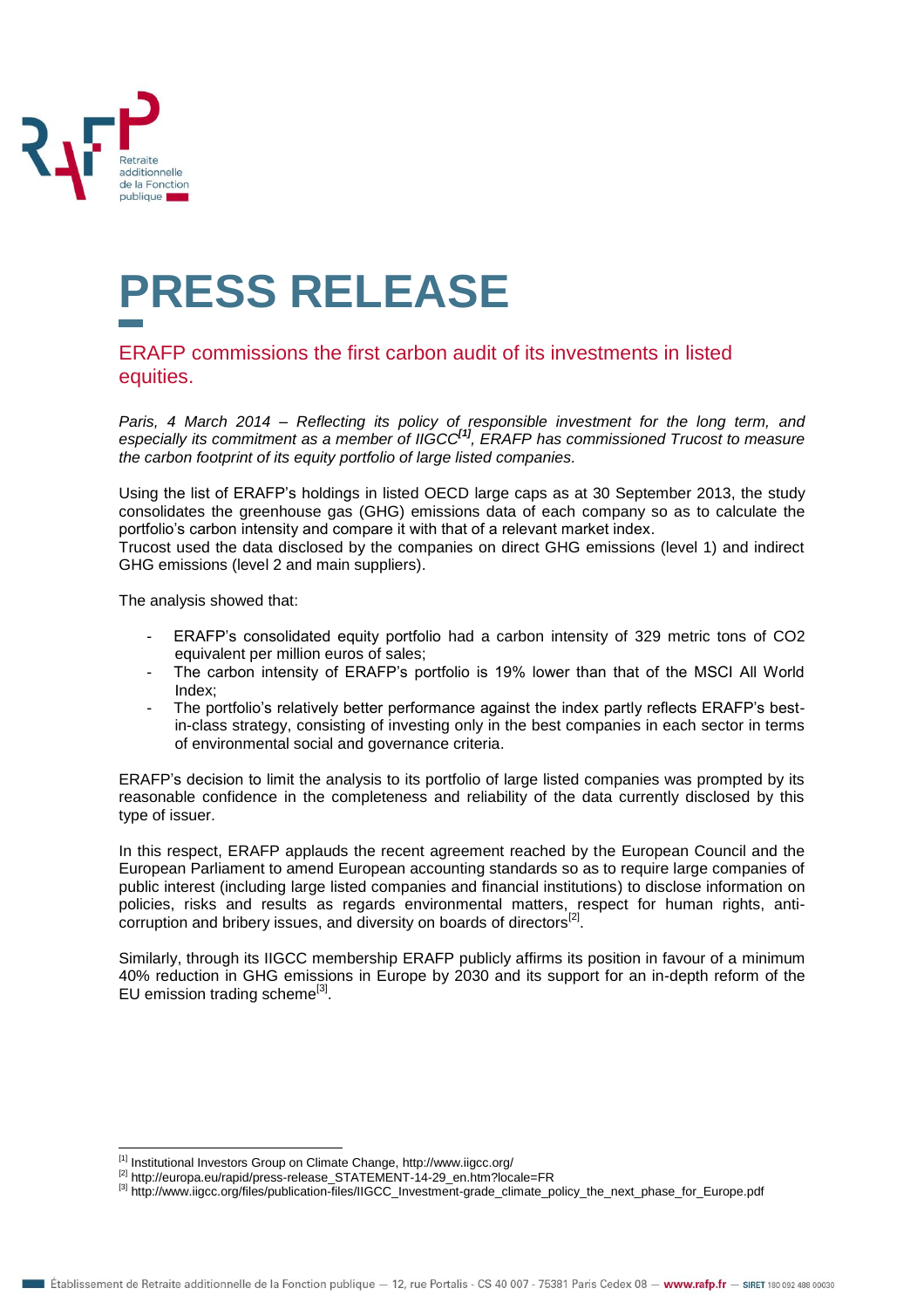# PRESS RELEASE

## ERAFP commissions the first carbon audit of its investments in listed equities.

*Paris, 4 March 2014 – Reflecting its policy of responsible investment for the long term, and especially its commitment as a member of IIGCC[1], ERAFP has commissioned Trucost to measure the carbon footprint of its equity portfolio of large listed companies.*

Using the list of ERAFP's holdings in listed OECD large caps as at 30 September 2013, the study consolidates the greenhouse gas (GHG) emissions data of each company so as to calculate the portfolio's carbon intensity and compare it with that of a relevant market index.
Trucost used the data disclosed by the companies on direct GHG emissions (level 1) and indirect GHG emissions (level 2 and main suppliers).

The analysis showed that:

- ERAFP's consolidated equity portfolio had a carbon intensity of 329 metric tons of CO2 equivalent per million euros of sales;
- The carbon intensity of ERAFP's portfolio is 19% lower than that of the MSCI All World Index;
- The portfolio's relatively better performance against the index partly reflects ERAFP's best-in-class strategy, consisting of investing only in the best companies in each sector in terms of environmental social and governance criteria.

ERAFP's decision to limit the analysis to its portfolio of large listed companies was prompted by its reasonable confidence in the completeness and reliability of the data currently disclosed by this type of issuer.

In this respect, ERAFP applauds the recent agreement reached by the European Council and the European Parliament to amend European accounting standards so as to require large companies of public interest (including large listed companies and financial institutions) to disclose information on policies, risks and results as regards environmental matters, respect for human rights, anti-corruption and bribery issues, and diversity on boards of directors[2].

Similarly, through its IIGCC membership ERAFP publicly affirms its position in favour of a minimum 40% reduction in GHG emissions in Europe by 2030 and its support for an in-depth reform of the EU emission trading scheme[3].

---

[1] Institutional Investors Group on Climate Change, http://www.iigcc.org/

[2] http://europa.eu/rapid/press-release_STATEMENT-14-29_en.htm?locale=FR

[3] http://www.iigcc.org/files/publication-files/IIGCC_Investment-grade_climate_policy_the_next_phase_for_Europe.pdf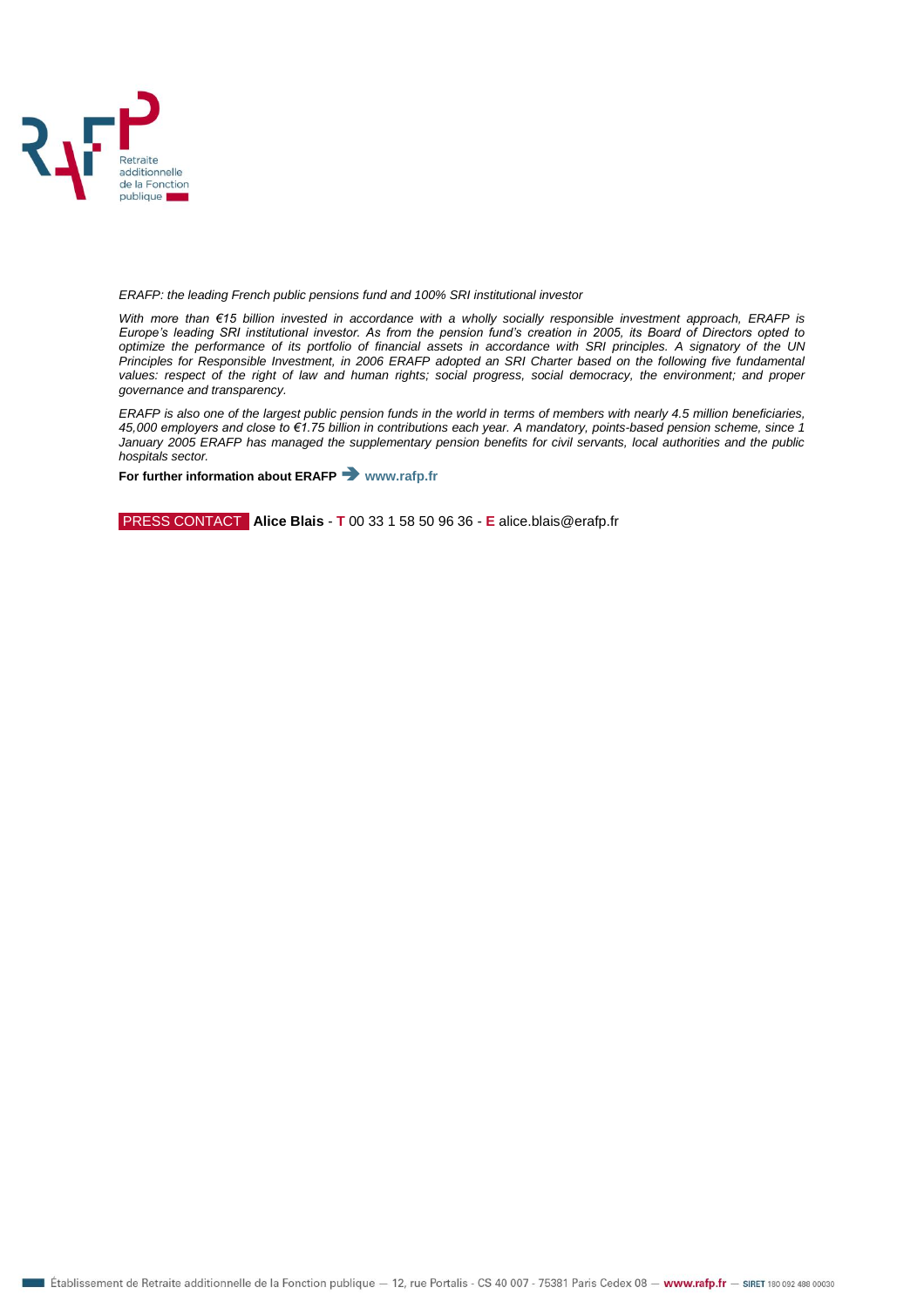*ERAFP: the leading French public pensions fund and 100% SRI institutional investor*

*With more than €15 billion invested in accordance with a wholly socially responsible investment approach, ERAFP is Europe's leading SRI institutional investor. As from the pension fund's creation in 2005, its Board of Directors opted to optimize the performance of its portfolio of financial assets in accordance with SRI principles. A signatory of the UN Principles for Responsible Investment, in 2006 ERAFP adopted an SRI Charter based on the following five fundamental values: respect of the right of law and human rights; social progress, social democracy, the environment; and proper governance and transparency.*

*ERAFP is also one of the largest public pension funds in the world in terms of members with nearly 4.5 million beneficiaries, 45,000 employers and close to €1.75 billion in contributions each year. A mandatory, points-based pension scheme, since 1 January 2005 ERAFP has managed the supplementary pension benefits for civil servants, local authorities and the public hospitals sector.*

**For further information about ERAFP** ➔ **www.rafp.fr**

PRESS CONTACT **Alice Blais** - **T** 00 33 1 58 50 96 36 - **E** alice.blais@erafp.fr

Établissement de Retraite additionnelle de la Fonction publique — 12, rue Portalis - CS 40 007 - 75381 Paris Cedex 08 — **www.rafp.fr** — SIRET 180 092 488 00030